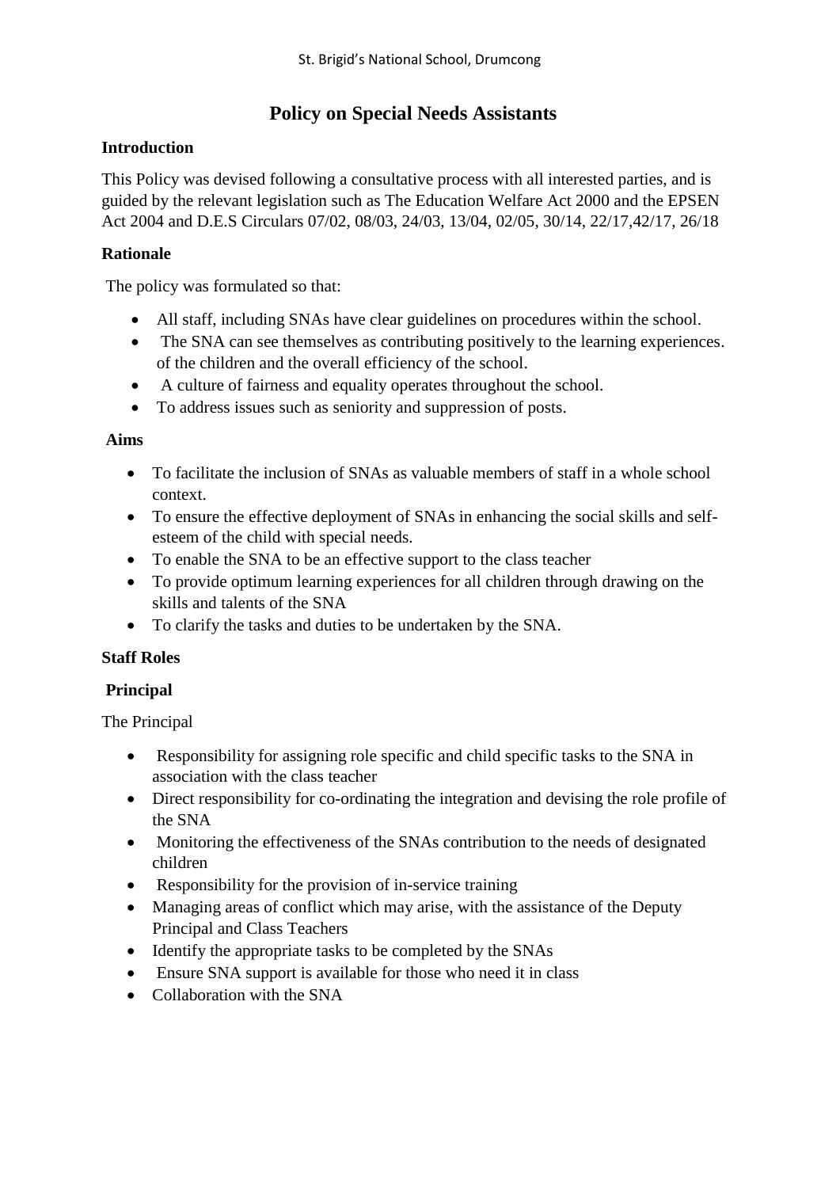# Policy on Special Needs Assistants

## Introduction

This Policy was devised following a consultative process with all interested parties, and is guided by the relevant legislation such as The Education Welfare Act 2000 and the EPSEN Act 2004 and D.E.S Circulars 07/02, 08/03, 24/03, 13/04, 02/05, 30/14, 22/17,42/17, 26/18

## Rationale

The policy was formulated so that:

- All staff, including SNAs have clear guidelines on procedures within the school.
- The SNA can see themselves as contributing positively to the learning experiences. of the children and the overall efficiency of the school.
- A culture of fairness and equality operates throughout the school.
- To address issues such as seniority and suppression of posts.

## Aims

- To facilitate the inclusion of SNAs as valuable members of staff in a whole school context.
- To ensure the effective deployment of SNAs in enhancing the social skills and self-esteem of the child with special needs.
- To enable the SNA to be an effective support to the class teacher
- To provide optimum learning experiences for all children through drawing on the skills and talents of the SNA
- To clarify the tasks and duties to be undertaken by the SNA.

## Staff Roles

### Principal

The Principal

- Responsibility for assigning role specific and child specific tasks to the SNA in association with the class teacher
- Direct responsibility for co-ordinating the integration and devising the role profile of the SNA
- Monitoring the effectiveness of the SNAs contribution to the needs of designated children
- Responsibility for the provision of in-service training
- Managing areas of conflict which may arise, with the assistance of the Deputy Principal and Class Teachers
- Identify the appropriate tasks to be completed by the SNAs
- Ensure SNA support is available for those who need it in class
- Collaboration with the SNA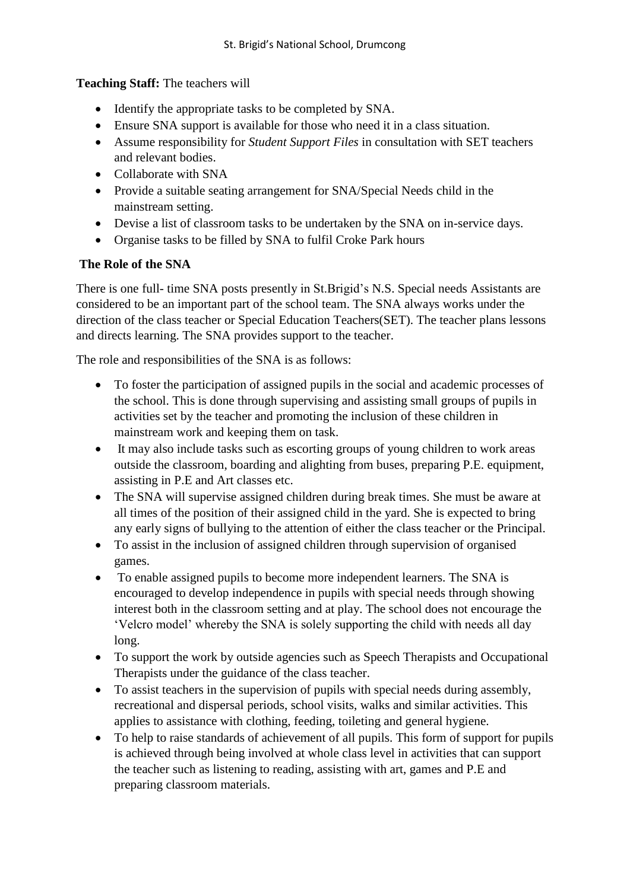**Teaching Staff:** The teachers will

- Identify the appropriate tasks to be completed by SNA.
- Ensure SNA support is available for those who need it in a class situation.
- Assume responsibility for *Student Support Files* in consultation with SET teachers and relevant bodies.
- Collaborate with SNA
- Provide a suitable seating arrangement for SNA/Special Needs child in the mainstream setting.
- Devise a list of classroom tasks to be undertaken by the SNA on in-service days.
- Organise tasks to be filled by SNA to fulfil Croke Park hours

**The Role of the SNA**

There is one full- time SNA posts presently in St.Brigid's N.S. Special needs Assistants are considered to be an important part of the school team. The SNA always works under the direction of the class teacher or Special Education Teachers(SET). The teacher plans lessons and directs learning. The SNA provides support to the teacher.

The role and responsibilities of the SNA is as follows:

- To foster the participation of assigned pupils in the social and academic processes of the school. This is done through supervising and assisting small groups of pupils in activities set by the teacher and promoting the inclusion of these children in mainstream work and keeping them on task.
- It may also include tasks such as escorting groups of young children to work areas outside the classroom, boarding and alighting from buses, preparing P.E. equipment, assisting in P.E and Art classes etc.
- The SNA will supervise assigned children during break times. She must be aware at all times of the position of their assigned child in the yard. She is expected to bring any early signs of bullying to the attention of either the class teacher or the Principal.
- To assist in the inclusion of assigned children through supervision of organised games.
- To enable assigned pupils to become more independent learners. The SNA is encouraged to develop independence in pupils with special needs through showing interest both in the classroom setting and at play. The school does not encourage the 'Velcro model' whereby the SNA is solely supporting the child with needs all day long.
- To support the work by outside agencies such as Speech Therapists and Occupational Therapists under the guidance of the class teacher.
- To assist teachers in the supervision of pupils with special needs during assembly, recreational and dispersal periods, school visits, walks and similar activities. This applies to assistance with clothing, feeding, toileting and general hygiene.
- To help to raise standards of achievement of all pupils. This form of support for pupils is achieved through being involved at whole class level in activities that can support the teacher such as listening to reading, assisting with art, games and P.E and preparing classroom materials.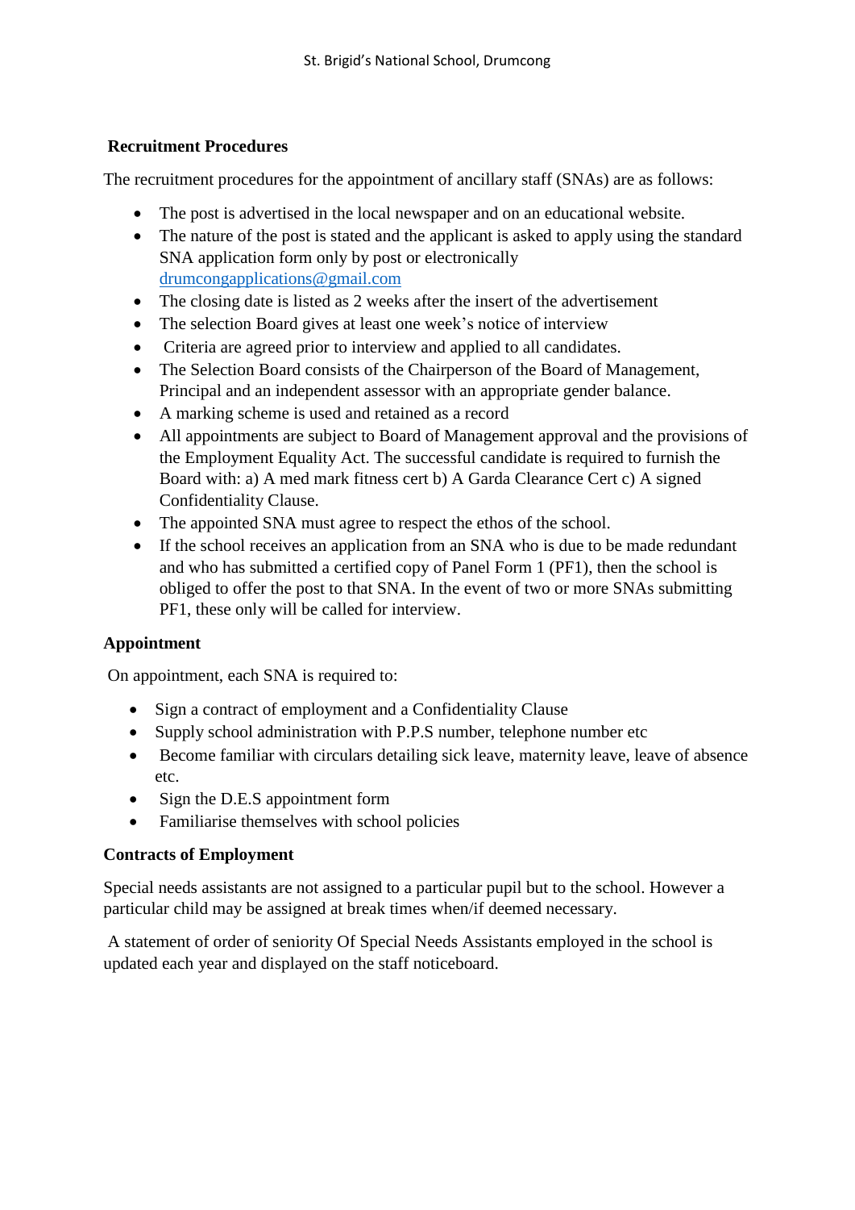### Recruitment Procedures

The recruitment procedures for the appointment of ancillary staff (SNAs) are as follows:

- The post is advertised in the local newspaper and on an educational website.
- The nature of the post is stated and the applicant is asked to apply using the standard SNA application form only by post or electronically drumcongapplications@gmail.com
- The closing date is listed as 2 weeks after the insert of the advertisement
- The selection Board gives at least one week's notice of interview
- Criteria are agreed prior to interview and applied to all candidates.
- The Selection Board consists of the Chairperson of the Board of Management, Principal and an independent assessor with an appropriate gender balance.
- A marking scheme is used and retained as a record
- All appointments are subject to Board of Management approval and the provisions of the Employment Equality Act. The successful candidate is required to furnish the Board with: a) A med mark fitness cert b) A Garda Clearance Cert c) A signed Confidentiality Clause.
- The appointed SNA must agree to respect the ethos of the school.
- If the school receives an application from an SNA who is due to be made redundant and who has submitted a certified copy of Panel Form 1 (PF1), then the school is obliged to offer the post to that SNA. In the event of two or more SNAs submitting PF1, these only will be called for interview.

### Appointment

On appointment, each SNA is required to:

- Sign a contract of employment and a Confidentiality Clause
- Supply school administration with P.P.S number, telephone number etc
- Become familiar with circulars detailing sick leave, maternity leave, leave of absence etc.
- Sign the D.E.S appointment form
- Familiarise themselves with school policies

### Contracts of Employment

Special needs assistants are not assigned to a particular pupil but to the school. However a particular child may be assigned at break times when/if deemed necessary.

A statement of order of seniority Of Special Needs Assistants employed in the school is updated each year and displayed on the staff noticeboard.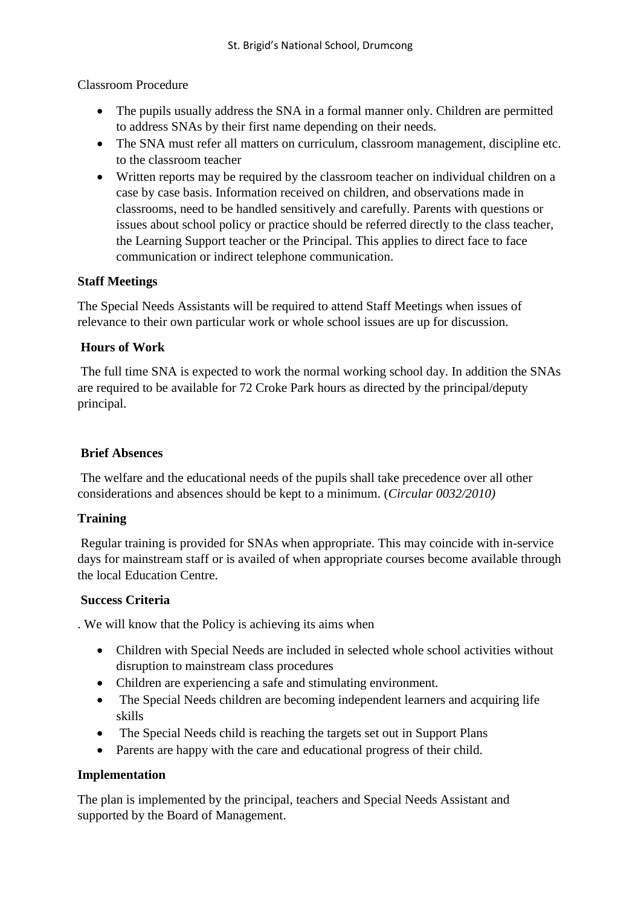Classroom Procedure

- The pupils usually address the SNA in a formal manner only. Children are permitted to address SNAs by their first name depending on their needs.
- The SNA must refer all matters on curriculum, classroom management, discipline etc. to the classroom teacher
- Written reports may be required by the classroom teacher on individual children on a case by case basis. Information received on children, and observations made in classrooms, need to be handled sensitively and carefully. Parents with questions or issues about school policy or practice should be referred directly to the class teacher, the Learning Support teacher or the Principal. This applies to direct face to face communication or indirect telephone communication.

**Staff Meetings**

The Special Needs Assistants will be required to attend Staff Meetings when issues of relevance to their own particular work or whole school issues are up for discussion.

**Hours of Work**

The full time SNA is expected to work the normal working school day. In addition the SNAs are required to be available for 72 Croke Park hours as directed by the principal/deputy principal.

**Brief Absences**

The welfare and the educational needs of the pupils shall take precedence over all other considerations and absences should be kept to a minimum. (*Circular 0032/2010)*

**Training**

Regular training is provided for SNAs when appropriate. This may coincide with in-service days for mainstream staff or is availed of when appropriate courses become available through the local Education Centre.

**Success Criteria**

. We will know that the Policy is achieving its aims when

- Children with Special Needs are included in selected whole school activities without disruption to mainstream class procedures
- Children are experiencing a safe and stimulating environment.
- The Special Needs children are becoming independent learners and acquiring life skills
- The Special Needs child is reaching the targets set out in Support Plans
- Parents are happy with the care and educational progress of their child.

**Implementation**

The plan is implemented by the principal, teachers and Special Needs Assistant and supported by the Board of Management.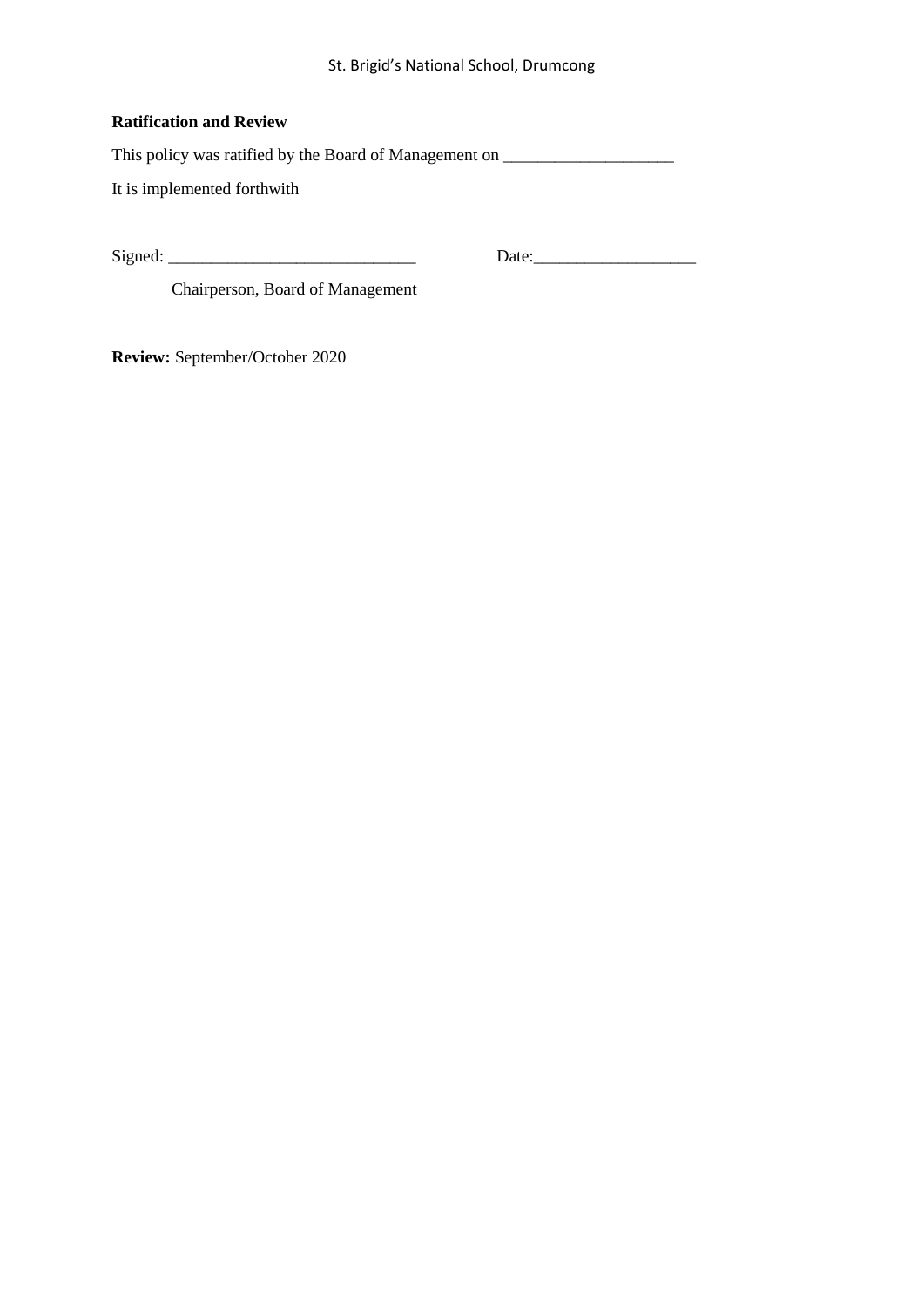**Ratification and Review**

This policy was ratified by the Board of Management on ____________________

It is implemented forthwith

Signed: _____________________________ Date:___________________

Chairperson, Board of Management

**Review:** September/October 2020